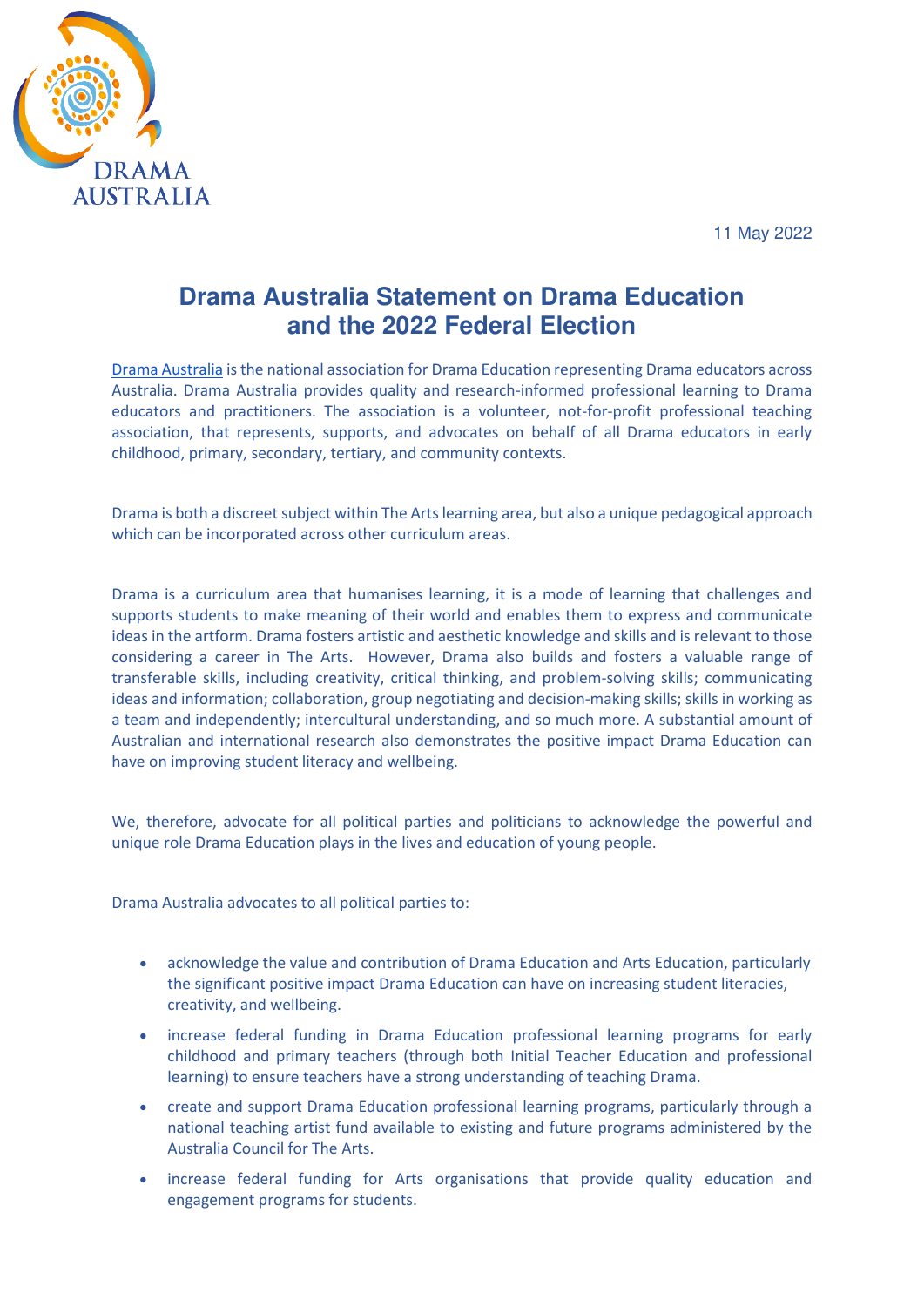11 May 2022

# Drama Australia Statement on Drama Education and the 2022 Federal Election

Drama Australia is the national association for Drama Education representing Drama educators across Australia. Drama Australia provides quality and research-informed professional learning to Drama educators and practitioners. The association is a volunteer, not-for-profit professional teaching association, that represents, supports, and advocates on behalf of all Drama educators in early childhood, primary, secondary, tertiary, and community contexts.

Drama is both a discreet subject within The Arts learning area, but also a unique pedagogical approach which can be incorporated across other curriculum areas.

Drama is a curriculum area that humanises learning, it is a mode of learning that challenges and supports students to make meaning of their world and enables them to express and communicate ideas in the artform. Drama fosters artistic and aesthetic knowledge and skills and is relevant to those considering a career in The Arts. However, Drama also builds and fosters a valuable range of transferable skills, including creativity, critical thinking, and problem-solving skills; communicating ideas and information; collaboration, group negotiating and decision-making skills; skills in working as a team and independently; intercultural understanding, and so much more. A substantial amount of Australian and international research also demonstrates the positive impact Drama Education can have on improving student literacy and wellbeing.

We, therefore, advocate for all political parties and politicians to acknowledge the powerful and unique role Drama Education plays in the lives and education of young people.

Drama Australia advocates to all political parties to:

- acknowledge the value and contribution of Drama Education and Arts Education, particularly the significant positive impact Drama Education can have on increasing student literacies, creativity, and wellbeing.
- increase federal funding in Drama Education professional learning programs for early childhood and primary teachers (through both Initial Teacher Education and professional learning) to ensure teachers have a strong understanding of teaching Drama.
- create and support Drama Education professional learning programs, particularly through a national teaching artist fund available to existing and future programs administered by the Australia Council for The Arts.
- increase federal funding for Arts organisations that provide quality education and engagement programs for students.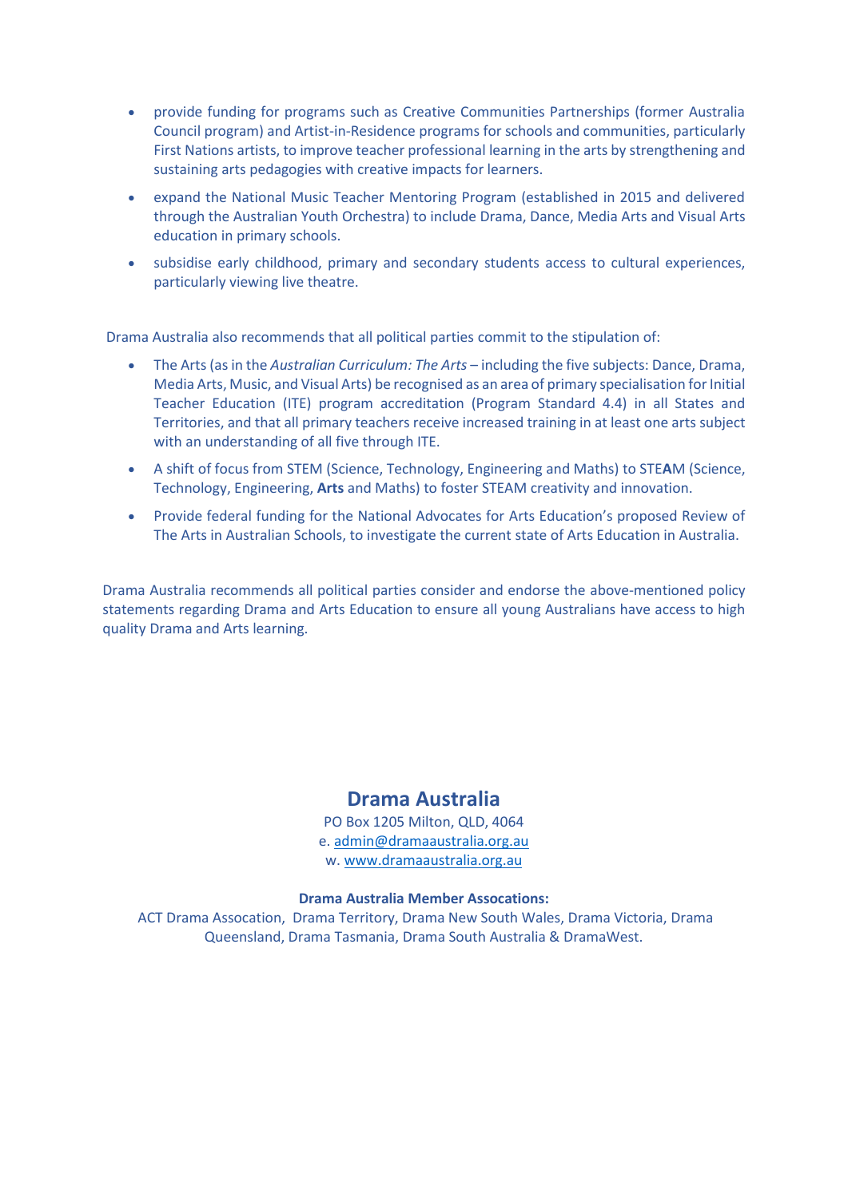- provide funding for programs such as Creative Communities Partnerships (former Australia Council program) and Artist-in-Residence programs for schools and communities, particularly First Nations artists, to improve teacher professional learning in the arts by strengthening and sustaining arts pedagogies with creative impacts for learners.
- expand the National Music Teacher Mentoring Program (established in 2015 and delivered through the Australian Youth Orchestra) to include Drama, Dance, Media Arts and Visual Arts education in primary schools.
- subsidise early childhood, primary and secondary students access to cultural experiences, particularly viewing live theatre.

Drama Australia also recommends that all political parties commit to the stipulation of:

- The Arts (as in the *Australian Curriculum: The Arts* – including the five subjects: Dance, Drama, Media Arts, Music, and Visual Arts) be recognised as an area of primary specialisation for Initial Teacher Education (ITE) program accreditation (Program Standard 4.4) in all States and Territories, and that all primary teachers receive increased training in at least one arts subject with an understanding of all five through ITE.
- A shift of focus from STEM (Science, Technology, Engineering and Maths) to STE**A**M (Science, Technology, Engineering, **Arts** and Maths) to foster STEAM creativity and innovation.
- Provide federal funding for the National Advocates for Arts Education's proposed Review of The Arts in Australian Schools, to investigate the current state of Arts Education in Australia.

Drama Australia recommends all political parties consider and endorse the above-mentioned policy statements regarding Drama and Arts Education to ensure all young Australians have access to high quality Drama and Arts learning.

## Drama Australia

PO Box 1205 Milton, QLD, 4064
e. admin@dramaaustralia.org.au
w. www.dramaaustralia.org.au

**Drama Australia Member Assocations:**

ACT Drama Assocation, Drama Territory, Drama New South Wales, Drama Victoria, Drama Queensland, Drama Tasmania, Drama South Australia & DramaWest.